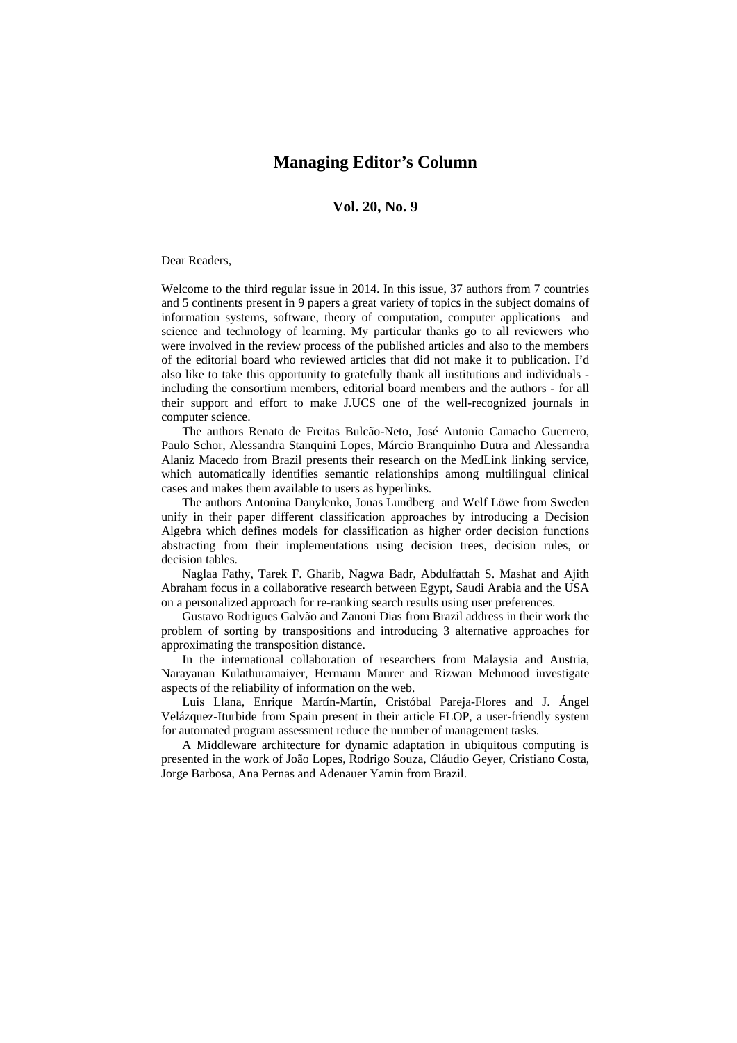# Managing Editor's Column

## Vol. 20, No. 9

Dear Readers,

Welcome to the third regular issue in 2014. In this issue, 37 authors from 7 countries and 5 continents present in 9 papers a great variety of topics in the subject domains of information systems, software, theory of computation, computer applications and science and technology of learning. My particular thanks go to all reviewers who were involved in the review process of the published articles and also to the members of the editorial board who reviewed articles that did not make it to publication. I'd also like to take this opportunity to gratefully thank all institutions and individuals - including the consortium members, editorial board members and the authors - for all their support and effort to make J.UCS one of the well-recognized journals in computer science.

The authors Renato de Freitas Bulcão-Neto, José Antonio Camacho Guerrero, Paulo Schor, Alessandra Stanquini Lopes, Márcio Branquinho Dutra and Alessandra Alaniz Macedo from Brazil presents their research on the MedLink linking service, which automatically identifies semantic relationships among multilingual clinical cases and makes them available to users as hyperlinks.

The authors Antonina Danylenko, Jonas Lundberg and Welf Löwe from Sweden unify in their paper different classification approaches by introducing a Decision Algebra which defines models for classification as higher order decision functions abstracting from their implementations using decision trees, decision rules, or decision tables.

Naglaa Fathy, Tarek F. Gharib, Nagwa Badr, Abdulfattah S. Mashat and Ajith Abraham focus in a collaborative research between Egypt, Saudi Arabia and the USA on a personalized approach for re-ranking search results using user preferences.

Gustavo Rodrigues Galvão and Zanoni Dias from Brazil address in their work the problem of sorting by transpositions and introducing 3 alternative approaches for approximating the transposition distance.

In the international collaboration of researchers from Malaysia and Austria, Narayanan Kulathuramaiyer, Hermann Maurer and Rizwan Mehmood investigate aspects of the reliability of information on the web.

Luis Llana, Enrique Martín-Martín, Cristóbal Pareja-Flores and J. Ángel Velázquez-Iturbide from Spain present in their article FLOP, a user-friendly system for automated program assessment reduce the number of management tasks.

A Middleware architecture for dynamic adaptation in ubiquitous computing is presented in the work of João Lopes, Rodrigo Souza, Cláudio Geyer, Cristiano Costa, Jorge Barbosa, Ana Pernas and Adenauer Yamin from Brazil.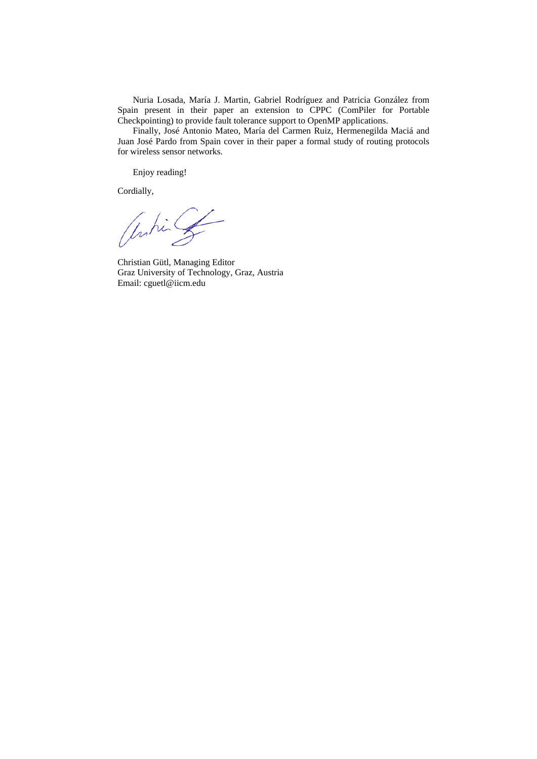Nuria Losada, María J. Martin, Gabriel Rodríguez and Patricia González from Spain present in their paper an extension to CPPC (ComPiler for Portable Checkpointing) to provide fault tolerance support to OpenMP applications.

Finally, José Antonio Mateo, María del Carmen Ruiz, Hermenegilda Maciá and Juan José Pardo from Spain cover in their paper a formal study of routing protocols for wireless sensor networks.

Enjoy reading!

Cordially,

Christian Gütl, Managing Editor
Graz University of Technology, Graz, Austria
Email: cguetl@iicm.edu